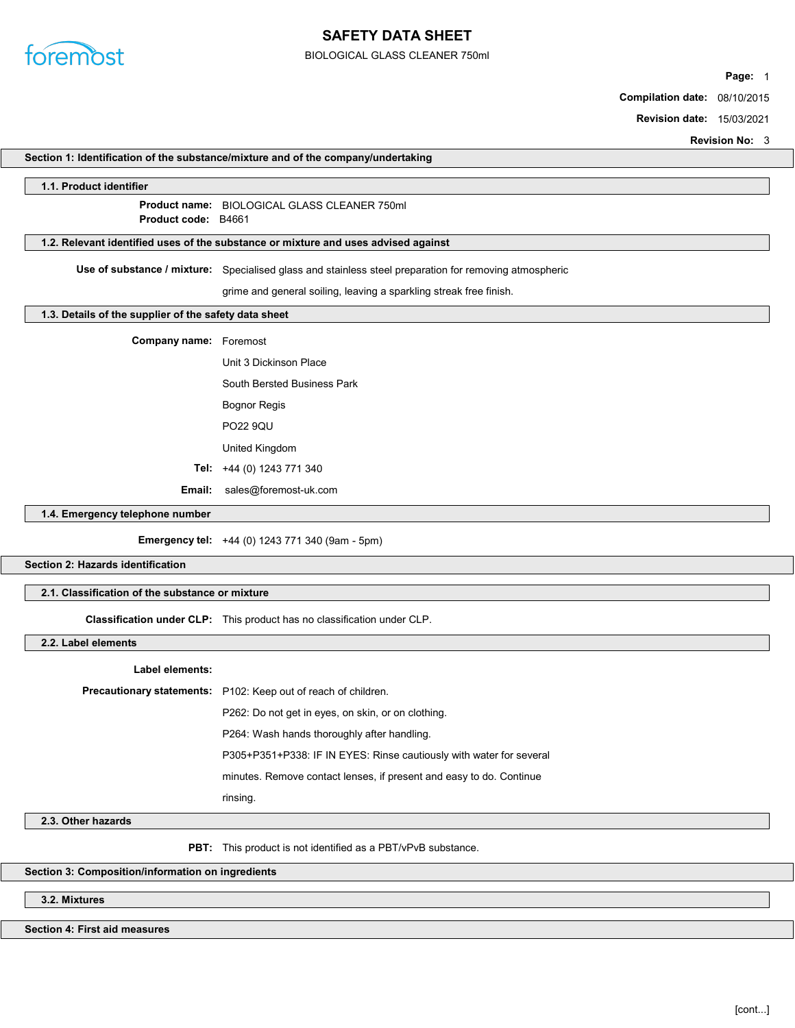# SAFETY DATA SHEET

BIOLOGICAL GLASS CLEANER 750ml

**Compilation date:** 08/10/2015

**Revision date:** 15/03/2021

**Revision No:** 3

## Section 1: Identification of the substance/mixture and of the company/undertaking

### 1.1. Product identifier

**Product name:** BIOLOGICAL GLASS CLEANER 750ml

**Product code:** B4661

### 1.2. Relevant identified uses of the substance or mixture and uses advised against

**Use of substance / mixture:** Specialised glass and stainless steel preparation for removing atmospheric grime and general soiling, leaving a sparkling streak free finish.

### 1.3. Details of the supplier of the safety data sheet

**Company name:** Foremost

Unit 3 Dickinson Place

South Bersted Business Park

Bognor Regis

PO22 9QU

United Kingdom

**Tel:** +44 (0) 1243 771 340

**Email:** sales@foremost-uk.com

### 1.4. Emergency telephone number

**Emergency tel:** +44 (0) 1243 771 340 (9am - 5pm)

## Section 2: Hazards identification

### 2.1. Classification of the substance or mixture

**Classification under CLP:** This product has no classification under CLP.

### 2.2. Label elements

**Label elements:**

**Precautionary statements:** P102: Keep out of reach of children.

P262: Do not get in eyes, on skin, or on clothing.

P264: Wash hands thoroughly after handling.

P305+P351+P338: IF IN EYES: Rinse cautiously with water for several minutes. Remove contact lenses, if present and easy to do. Continue rinsing.

### 2.3. Other hazards

**PBT:** This product is not identified as a PBT/vPvB substance.

## Section 3: Composition/information on ingredients

### 3.2. Mixtures

## Section 4: First aid measures

[cont...]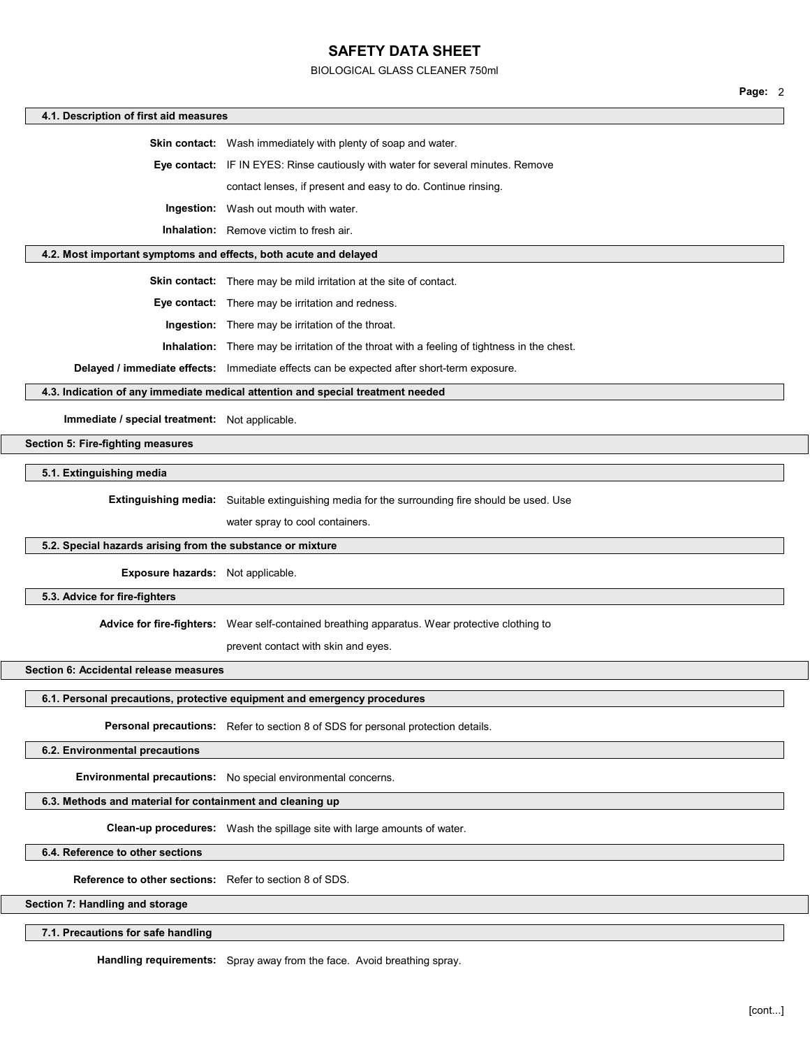### 4.1. Description of first aid measures

**Skin contact:** Wash immediately with plenty of soap and water.

**Eye contact:** IF IN EYES: Rinse cautiously with water for several minutes. Remove contact lenses, if present and easy to do. Continue rinsing.

**Ingestion:** Wash out mouth with water.

**Inhalation:** Remove victim to fresh air.

### 4.2. Most important symptoms and effects, both acute and delayed

**Skin contact:** There may be mild irritation at the site of contact.

**Eye contact:** There may be irritation and redness.

**Ingestion:** There may be irritation of the throat.

**Inhalation:** There may be irritation of the throat with a feeling of tightness in the chest.

**Delayed / immediate effects:** Immediate effects can be expected after short-term exposure.

### 4.3. Indication of any immediate medical attention and special treatment needed

**Immediate / special treatment:** Not applicable.

## Section 5: Fire-fighting measures

### 5.1. Extinguishing media

**Extinguishing media:** Suitable extinguishing media for the surrounding fire should be used. Use water spray to cool containers.

### 5.2. Special hazards arising from the substance or mixture

**Exposure hazards:** Not applicable.

### 5.3. Advice for fire-fighters

**Advice for fire-fighters:** Wear self-contained breathing apparatus. Wear protective clothing to prevent contact with skin and eyes.

## Section 6: Accidental release measures

### 6.1. Personal precautions, protective equipment and emergency procedures

**Personal precautions:** Refer to section 8 of SDS for personal protection details.

### 6.2. Environmental precautions

**Environmental precautions:** No special environmental concerns.

### 6.3. Methods and material for containment and cleaning up

**Clean-up procedures:** Wash the spillage site with large amounts of water.

### 6.4. Reference to other sections

**Reference to other sections:** Refer to section 8 of SDS.

## Section 7: Handling and storage

### 7.1. Precautions for safe handling

**Handling requirements:** Spray away from the face. Avoid breathing spray.

[cont...]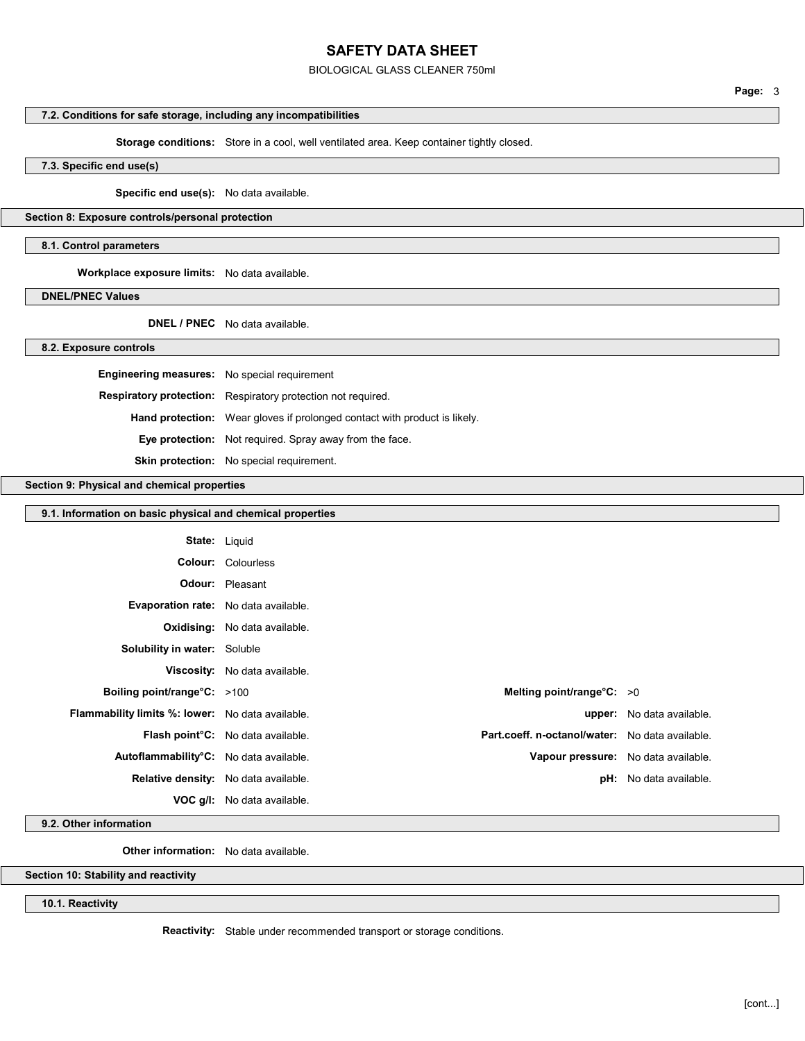### 7.2. Conditions for safe storage, including any incompatibilities

**Storage conditions:** Store in a cool, well ventilated area. Keep container tightly closed.

### 7.3. Specific end use(s)

**Specific end use(s):** No data available.

## Section 8: Exposure controls/personal protection

### 8.1. Control parameters

**Workplace exposure limits:** No data available.

### DNEL/PNEC Values

**DNEL / PNEC** No data available.

### 8.2. Exposure controls

**Engineering measures:** No special requirement

**Respiratory protection:** Respiratory protection not required.

**Hand protection:** Wear gloves if prolonged contact with product is likely.

**Eye protection:** Not required. Spray away from the face.

**Skin protection:** No special requirement.

## Section 9: Physical and chemical properties

### 9.1. Information on basic physical and chemical properties

**State:** Liquid

**Colour:** Colourless

**Odour:** Pleasant

**Evaporation rate:** No data available.

**Oxidising:** No data available.

**Solubility in water:** Soluble

**Viscosity:** No data available.

| | | | |
|---|---|---|---|
| **Boiling point/range°C:** | >100 | **Melting point/range°C:** | >0 |
| **Flammability limits %: lower:** | No data available. | **upper:** | No data available. |
| **Flash point°C:** | No data available. | **Part.coeff. n-octanol/water:** | No data available. |
| **Autoflammability°C:** | No data available. | **Vapour pressure:** | No data available. |
| **Relative density:** | No data available. | **pH:** | No data available. |
| **VOC g/l:** | No data available. | | |

### 9.2. Other information

**Other information:** No data available.

## Section 10: Stability and reactivity

### 10.1. Reactivity

**Reactivity:** Stable under recommended transport or storage conditions.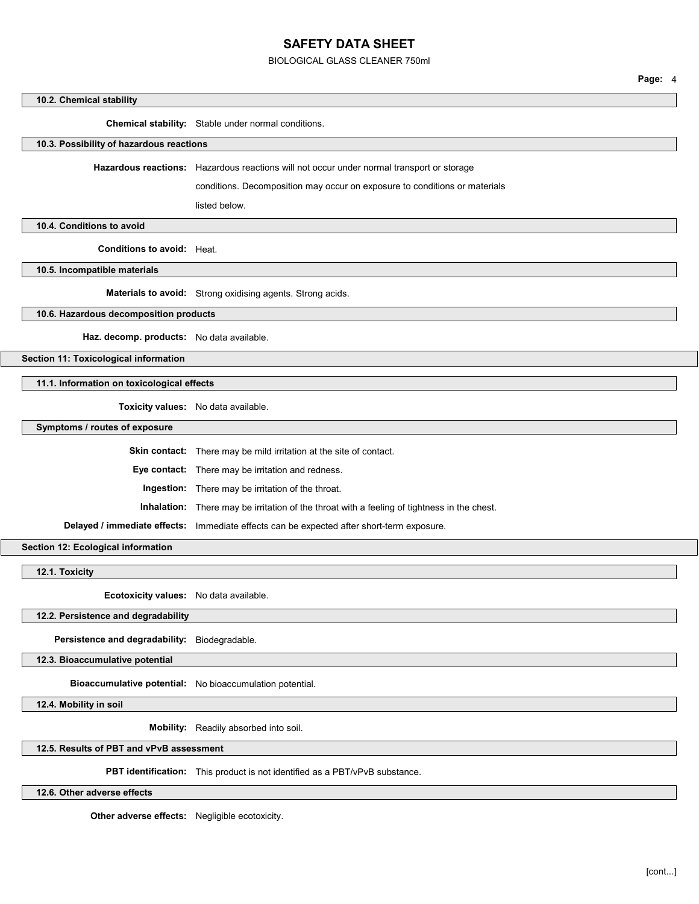### 10.2. Chemical stability

**Chemical stability:** Stable under normal conditions.

### 10.3. Possibility of hazardous reactions

**Hazardous reactions:** Hazardous reactions will not occur under normal transport or storage conditions. Decomposition may occur on exposure to conditions or materials listed below.

### 10.4. Conditions to avoid

**Conditions to avoid:** Heat.

### 10.5. Incompatible materials

**Materials to avoid:** Strong oxidising agents. Strong acids.

### 10.6. Hazardous decomposition products

**Haz. decomp. products:** No data available.

## Section 11: Toxicological information

### 11.1. Information on toxicological effects

**Toxicity values:** No data available.

### Symptoms / routes of exposure

**Skin contact:** There may be mild irritation at the site of contact.

**Eye contact:** There may be irritation and redness.

**Ingestion:** There may be irritation of the throat.

**Inhalation:** There may be irritation of the throat with a feeling of tightness in the chest.

**Delayed / immediate effects:** Immediate effects can be expected after short-term exposure.

## Section 12: Ecological information

### 12.1. Toxicity

**Ecotoxicity values:** No data available.

### 12.2. Persistence and degradability

**Persistence and degradability:** Biodegradable.

### 12.3. Bioaccumulative potential

**Bioaccumulative potential:** No bioaccumulation potential.

### 12.4. Mobility in soil

**Mobility:** Readily absorbed into soil.

### 12.5. Results of PBT and vPvB assessment

**PBT identification:** This product is not identified as a PBT/vPvB substance.

### 12.6. Other adverse effects

**Other adverse effects:** Negligible ecotoxicity.

[cont...]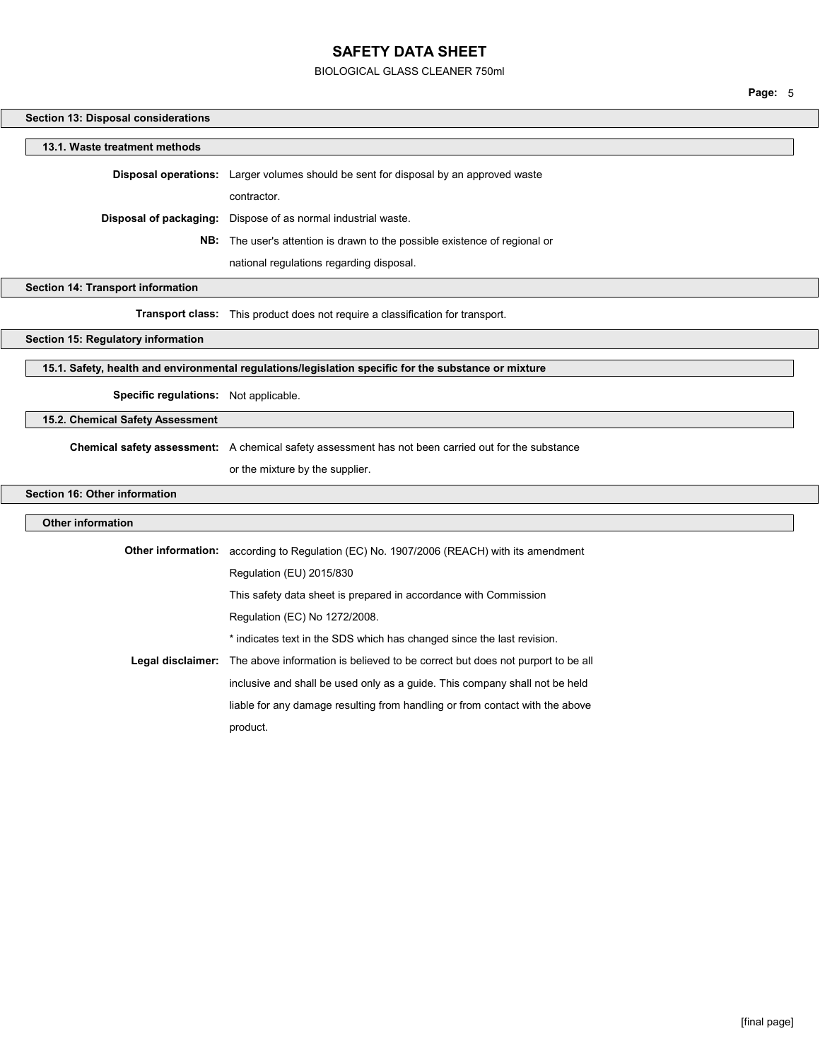## Section 13: Disposal considerations

### 13.1. Waste treatment methods

**Disposal operations:** Larger volumes should be sent for disposal by an approved waste contractor.

**Disposal of packaging:** Dispose of as normal industrial waste.

**NB:** The user's attention is drawn to the possible existence of regional or national regulations regarding disposal.

## Section 14: Transport information

**Transport class:** This product does not require a classification for transport.

## Section 15: Regulatory information

### 15.1. Safety, health and environmental regulations/legislation specific for the substance or mixture

**Specific regulations:** Not applicable.

### 15.2. Chemical Safety Assessment

**Chemical safety assessment:** A chemical safety assessment has not been carried out for the substance or the mixture by the supplier.

## Section 16: Other information

### Other information

**Other information:** according to Regulation (EC) No. 1907/2006 (REACH) with its amendment Regulation (EU) 2015/830

This safety data sheet is prepared in accordance with Commission Regulation (EC) No 1272/2008.

* indicates text in the SDS which has changed since the last revision.

**Legal disclaimer:** The above information is believed to be correct but does not purport to be all inclusive and shall be used only as a guide. This company shall not be held liable for any damage resulting from handling or from contact with the above product.